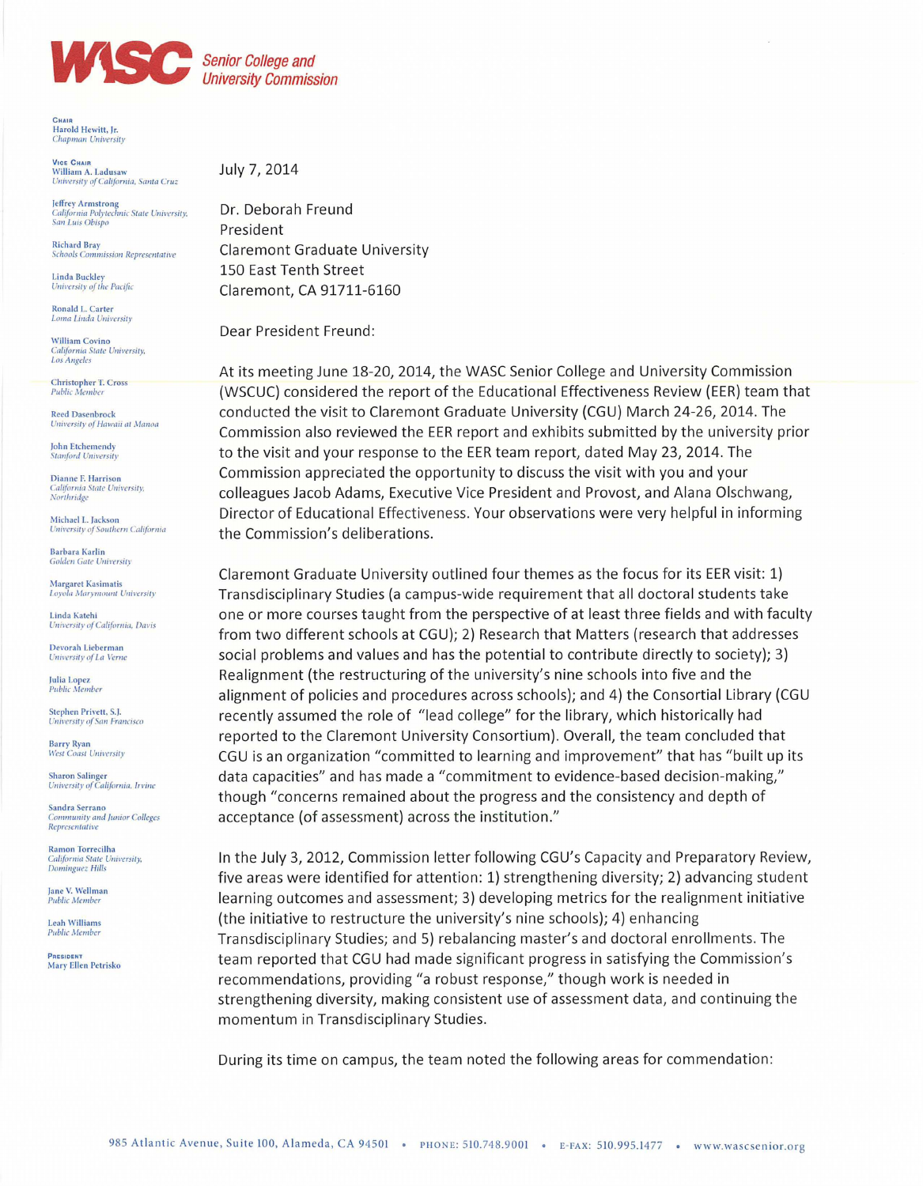**WASC** *Senior College and University Commission*

**CHAIR**
Harold Hewitt, Jr.
*Chapman University*

**VICE CHAIR**
William A. Ladusaw
*University of California, Santa Cruz*

Jeffrey Armstrong
*California Polytechnic State University, San Luis Obispo*

Richard Bray
*Schools Commission Representative*

Linda Buckley
*University of the Pacific*

Ronald L. Carter
*Loma Linda University*

William Covino
*California State University, Los Angeles*

Christopher T. Cross
*Public Member*

Reed Dasenbrock
*University of Hawaii at Manoa*

John Etchemendy
*Stanford University*

Dianne F. Harrison
*California State University, Northridge*

Michael L. Jackson
*University of Southern California*

Barbara Karlin
*Golden Gate University*

Margaret Kasimatis
*Loyola Marymount University*

Linda Katehi
*University of California, Davis*

Devorah Lieberman
*University of La Verne*

Julia Lopez
*Public Member*

Stephen Privett, S.J.
*University of San Francisco*

Barry Ryan
*West Coast University*

Sharon Salinger
*University of California, Irvine*

Sandra Serrano
*Community and Junior Colleges Representative*

Ramon Torrecilha
*California State University, Dominguez Hills*

Jane V. Wellman
*Public Member*

Leah Williams
*Public Member*

**PRESIDENT**
Mary Ellen Petrisko

July 7, 2014

Dr. Deborah Freund
President
Claremont Graduate University
150 East Tenth Street
Claremont, CA 91711-6160

Dear President Freund:

At its meeting June 18-20, 2014, the WASC Senior College and University Commission (WSCUC) considered the report of the Educational Effectiveness Review (EER) team that conducted the visit to Claremont Graduate University (CGU) March 24-26, 2014. The Commission also reviewed the EER report and exhibits submitted by the university prior to the visit and your response to the EER team report, dated May 23, 2014. The Commission appreciated the opportunity to discuss the visit with you and your colleagues Jacob Adams, Executive Vice President and Provost, and Alana Olschwang, Director of Educational Effectiveness. Your observations were very helpful in informing the Commission's deliberations.

Claremont Graduate University outlined four themes as the focus for its EER visit: 1) Transdisciplinary Studies (a campus-wide requirement that all doctoral students take one or more courses taught from the perspective of at least three fields and with faculty from two different schools at CGU); 2) Research that Matters (research that addresses social problems and values and has the potential to contribute directly to society); 3) Realignment (the restructuring of the university's nine schools into five and the alignment of policies and procedures across schools); and 4) the Consortial Library (CGU recently assumed the role of "lead college" for the library, which historically had reported to the Claremont University Consortium). Overall, the team concluded that CGU is an organization "committed to learning and improvement" that has "built up its data capacities" and has made a "commitment to evidence-based decision-making," though "concerns remained about the progress and the consistency and depth of acceptance (of assessment) across the institution."

In the July 3, 2012, Commission letter following CGU's Capacity and Preparatory Review, five areas were identified for attention: 1) strengthening diversity; 2) advancing student learning outcomes and assessment; 3) developing metrics for the realignment initiative (the initiative to restructure the university's nine schools); 4) enhancing Transdisciplinary Studies; and 5) rebalancing master's and doctoral enrollments. The team reported that CGU had made significant progress in satisfying the Commission's recommendations, providing "a robust response," though work is needed in strengthening diversity, making consistent use of assessment data, and continuing the momentum in Transdisciplinary Studies.

During its time on campus, the team noted the following areas for commendation:

985 Atlantic Avenue, Suite 100, Alameda, CA 94501 • PHONE: 510.748.9001 • E-FAX: 510.995.1477 • www.wascsenior.org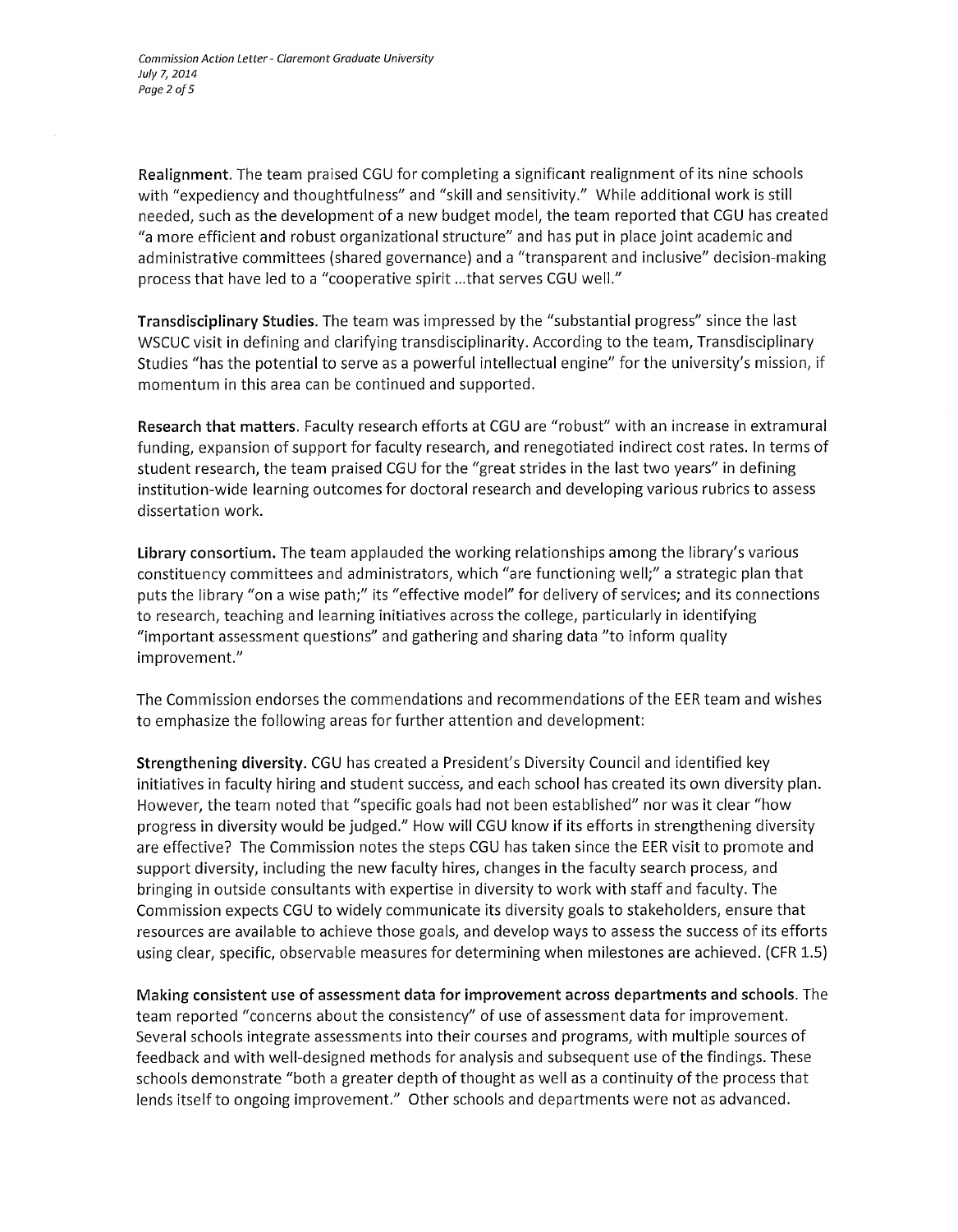**Realignment.** The team praised CGU for completing a significant realignment of its nine schools with "expediency and thoughtfulness" and "skill and sensitivity." While additional work is still needed, such as the development of a new budget model, the team reported that CGU has created "a more efficient and robust organizational structure" and has put in place joint academic and administrative committees (shared governance) and a "transparent and inclusive" decision-making process that have led to a "cooperative spirit ...that serves CGU well."

**Transdisciplinary Studies.** The team was impressed by the "substantial progress" since the last WSCUC visit in defining and clarifying transdisciplinarity. According to the team, Transdisciplinary Studies "has the potential to serve as a powerful intellectual engine" for the university's mission, if momentum in this area can be continued and supported.

**Research that matters.** Faculty research efforts at CGU are "robust" with an increase in extramural funding, expansion of support for faculty research, and renegotiated indirect cost rates. In terms of student research, the team praised CGU for the "great strides in the last two years" in defining institution-wide learning outcomes for doctoral research and developing various rubrics to assess dissertation work.

**Library consortium.** The team applauded the working relationships among the library's various constituency committees and administrators, which "are functioning well;" a strategic plan that puts the library "on a wise path;" its "effective model" for delivery of services; and its connections to research, teaching and learning initiatives across the college, particularly in identifying "important assessment questions" and gathering and sharing data "to inform quality improvement."

The Commission endorses the commendations and recommendations of the EER team and wishes to emphasize the following areas for further attention and development:

**Strengthening diversity.** CGU has created a President's Diversity Council and identified key initiatives in faculty hiring and student success, and each school has created its own diversity plan. However, the team noted that "specific goals had not been established" nor was it clear "how progress in diversity would be judged." How will CGU know if its efforts in strengthening diversity are effective? The Commission notes the steps CGU has taken since the EER visit to promote and support diversity, including the new faculty hires, changes in the faculty search process, and bringing in outside consultants with expertise in diversity to work with staff and faculty. The Commission expects CGU to widely communicate its diversity goals to stakeholders, ensure that resources are available to achieve those goals, and develop ways to assess the success of its efforts using clear, specific, observable measures for determining when milestones are achieved. (CFR 1.5)

**Making consistent use of assessment data for improvement across departments and schools.** The team reported "concerns about the consistency" of use of assessment data for improvement. Several schools integrate assessments into their courses and programs, with multiple sources of feedback and with well-designed methods for analysis and subsequent use of the findings. These schools demonstrate "both a greater depth of thought as well as a continuity of the process that lends itself to ongoing improvement." Other schools and departments were not as advanced.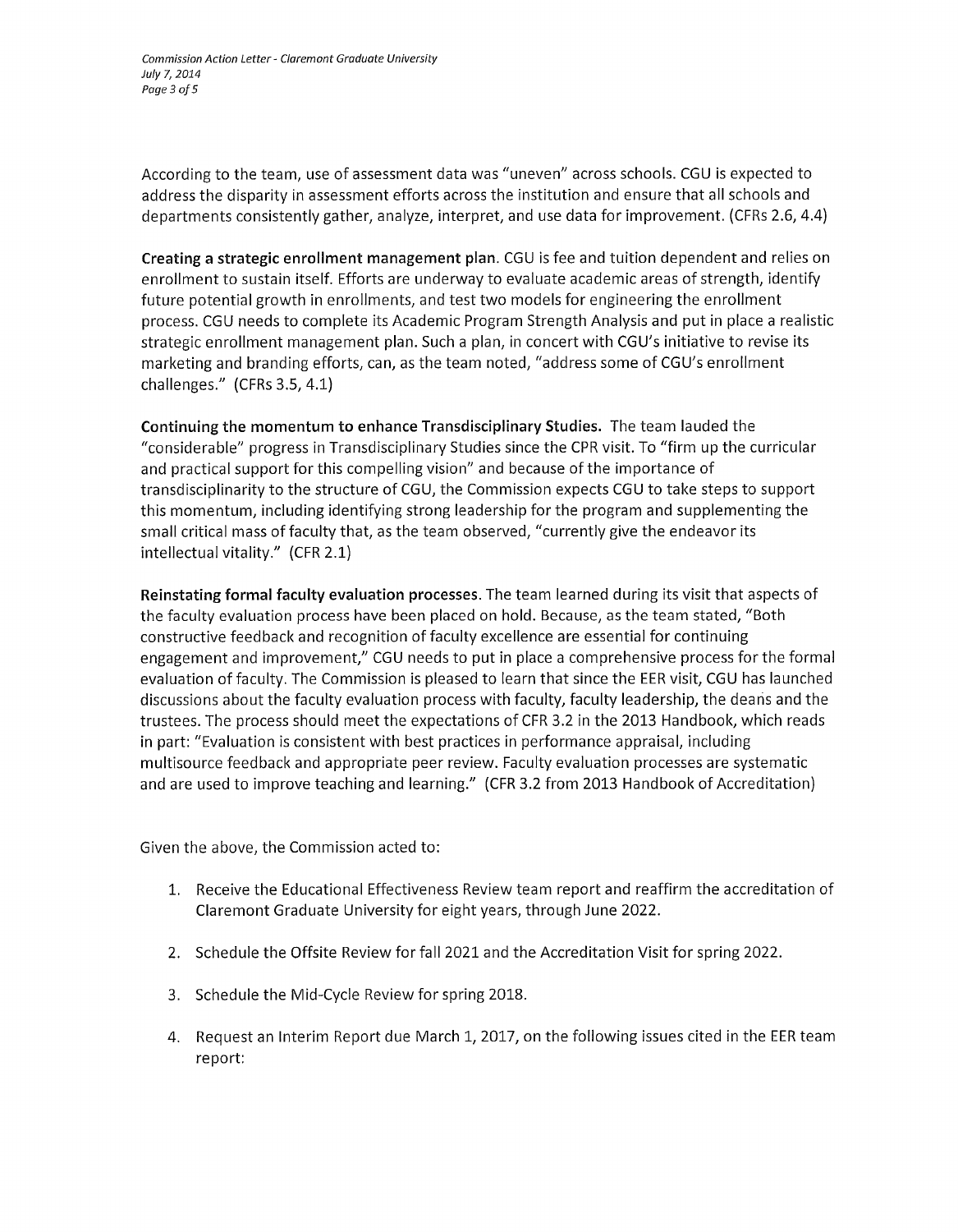According to the team, use of assessment data was "uneven" across schools. CGU is expected to address the disparity in assessment efforts across the institution and ensure that all schools and departments consistently gather, analyze, interpret, and use data for improvement. (CFRs 2.6, 4.4)

**Creating a strategic enrollment management plan**. CGU is fee and tuition dependent and relies on enrollment to sustain itself. Efforts are underway to evaluate academic areas of strength, identify future potential growth in enrollments, and test two models for engineering the enrollment process. CGU needs to complete its Academic Program Strength Analysis and put in place a realistic strategic enrollment management plan. Such a plan, in concert with CGU's initiative to revise its marketing and branding efforts, can, as the team noted, "address some of CGU's enrollment challenges." (CFRs 3.5, 4.1)

**Continuing the momentum to enhance Transdisciplinary Studies.** The team lauded the "considerable" progress in Transdisciplinary Studies since the CPR visit. To "firm up the curricular and practical support for this compelling vision" and because of the importance of transdisciplinarity to the structure of CGU, the Commission expects CGU to take steps to support this momentum, including identifying strong leadership for the program and supplementing the small critical mass of faculty that, as the team observed, "currently give the endeavor its intellectual vitality." (CFR 2.1)

**Reinstating formal faculty evaluation processes**. The team learned during its visit that aspects of the faculty evaluation process have been placed on hold. Because, as the team stated, "Both constructive feedback and recognition of faculty excellence are essential for continuing engagement and improvement," CGU needs to put in place a comprehensive process for the formal evaluation of faculty. The Commission is pleased to learn that since the EER visit, CGU has launched discussions about the faculty evaluation process with faculty, faculty leadership, the deans and the trustees. The process should meet the expectations of CFR 3.2 in the 2013 Handbook, which reads in part: "Evaluation is consistent with best practices in performance appraisal, including multisource feedback and appropriate peer review. Faculty evaluation processes are systematic and are used to improve teaching and learning." (CFR 3.2 from 2013 Handbook of Accreditation)

Given the above, the Commission acted to:

1. Receive the Educational Effectiveness Review team report and reaffirm the accreditation of Claremont Graduate University for eight years, through June 2022.
2. Schedule the Offsite Review for fall 2021 and the Accreditation Visit for spring 2022.
3. Schedule the Mid-Cycle Review for spring 2018.
4. Request an Interim Report due March 1, 2017, on the following issues cited in the EER team report: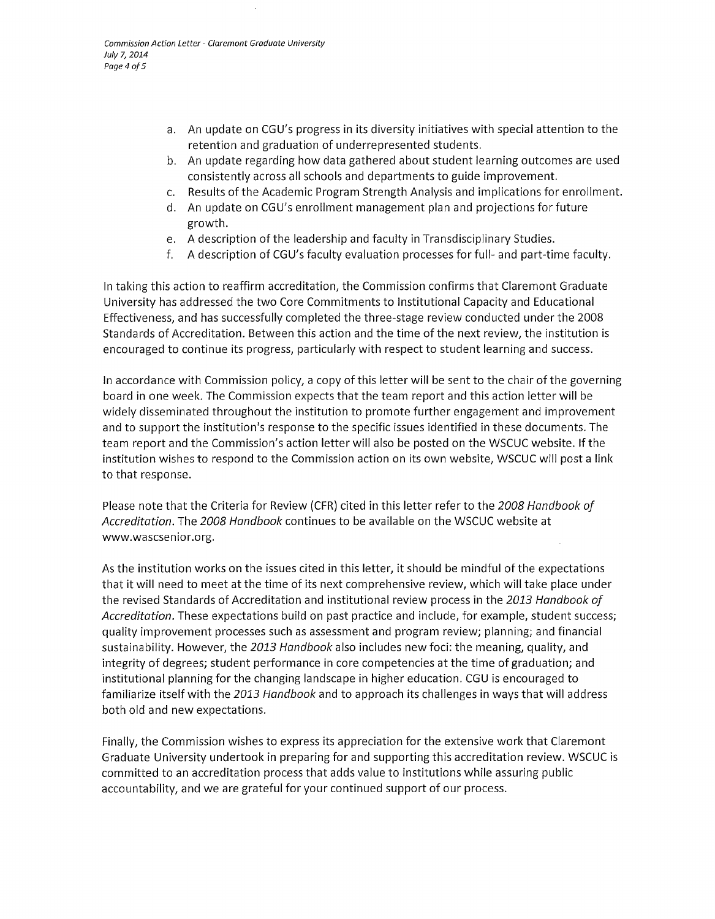a. An update on CGU's progress in its diversity initiatives with special attention to the retention and graduation of underrepresented students.
b. An update regarding how data gathered about student learning outcomes are used consistently across all schools and departments to guide improvement.
c. Results of the Academic Program Strength Analysis and implications for enrollment.
d. An update on CGU's enrollment management plan and projections for future growth.
e. A description of the leadership and faculty in Transdisciplinary Studies.
f. A description of CGU's faculty evaluation processes for full- and part-time faculty.

In taking this action to reaffirm accreditation, the Commission confirms that Claremont Graduate University has addressed the two Core Commitments to Institutional Capacity and Educational Effectiveness, and has successfully completed the three-stage review conducted under the 2008 Standards of Accreditation. Between this action and the time of the next review, the institution is encouraged to continue its progress, particularly with respect to student learning and success.

In accordance with Commission policy, a copy of this letter will be sent to the chair of the governing board in one week. The Commission expects that the team report and this action letter will be widely disseminated throughout the institution to promote further engagement and improvement and to support the institution's response to the specific issues identified in these documents. The team report and the Commission's action letter will also be posted on the WSCUC website. If the institution wishes to respond to the Commission action on its own website, WSCUC will post a link to that response.

Please note that the Criteria for Review (CFR) cited in this letter refer to the *2008 Handbook of Accreditation*. The *2008 Handbook* continues to be available on the WSCUC website at www.wascsenior.org.

As the institution works on the issues cited in this letter, it should be mindful of the expectations that it will need to meet at the time of its next comprehensive review, which will take place under the revised Standards of Accreditation and institutional review process in the *2013 Handbook of Accreditation*. These expectations build on past practice and include, for example, student success; quality improvement processes such as assessment and program review; planning; and financial sustainability. However, the *2013 Handbook* also includes new foci: the meaning, quality, and integrity of degrees; student performance in core competencies at the time of graduation; and institutional planning for the changing landscape in higher education. CGU is encouraged to familiarize itself with the *2013 Handbook* and to approach its challenges in ways that will address both old and new expectations.

Finally, the Commission wishes to express its appreciation for the extensive work that Claremont Graduate University undertook in preparing for and supporting this accreditation review. WSCUC is committed to an accreditation process that adds value to institutions while assuring public accountability, and we are grateful for your continued support of our process.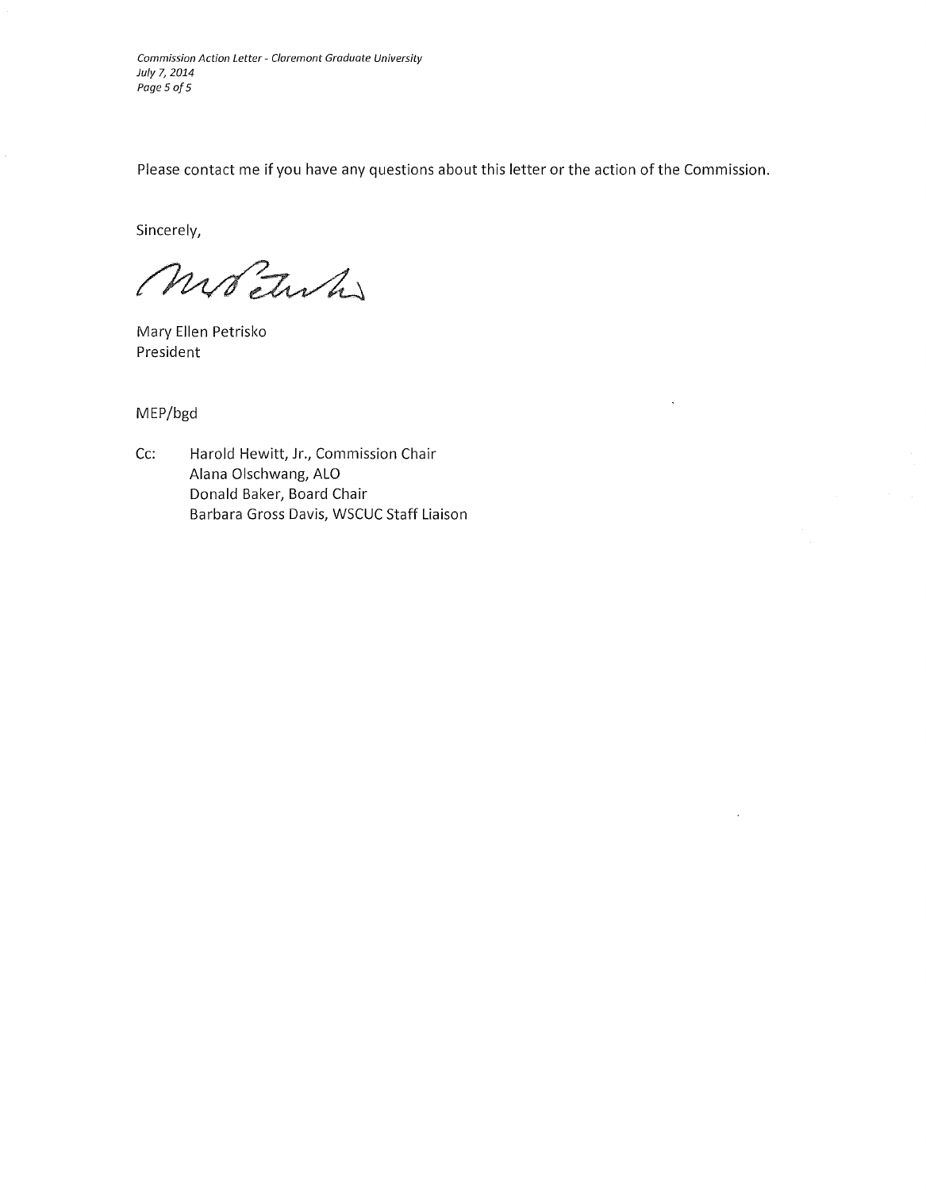Please contact me if you have any questions about this letter or the action of the Commission.

Sincerely,

Mary Ellen Petrisko
President

MEP/bgd

Cc: Harold Hewitt, Jr., Commission Chair
Alana Olschwang, ALO
Donald Baker, Board Chair
Barbara Gross Davis, WSCUC Staff Liaison